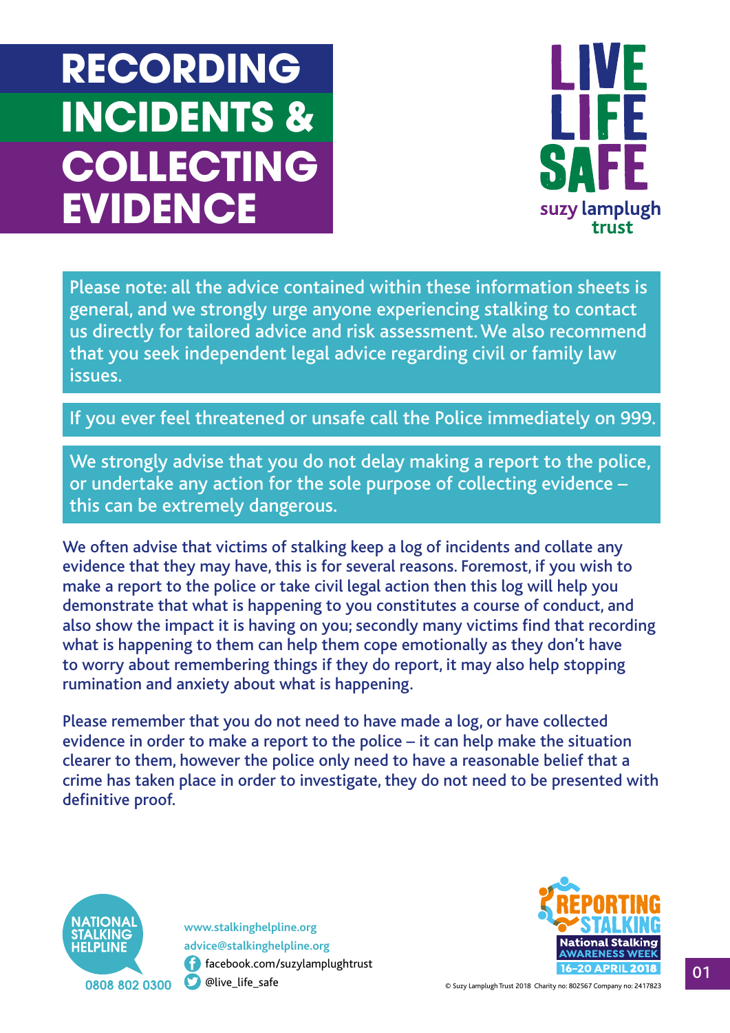# RECORDING INCIDENTS & COLLECTING EVIDENCE

LIVE LIFE SAFE
suzy lamplugh trust

Please note: all the advice contained within these information sheets is general, and we strongly urge anyone experiencing stalking to contact us directly for tailored advice and risk assessment. We also recommend that you seek independent legal advice regarding civil or family law issues.

If you ever feel threatened or unsafe call the Police immediately on 999.

We strongly advise that you do not delay making a report to the police, or undertake any action for the sole purpose of collecting evidence – this can be extremely dangerous.

We often advise that victims of stalking keep a log of incidents and collate any evidence that they may have, this is for several reasons. Foremost, if you wish to make a report to the police or take civil legal action then this log will help you demonstrate that what is happening to you constitutes a course of conduct, and also show the impact it is having on you; secondly many victims find that recording what is happening to them can help them cope emotionally as they don't have to worry about remembering things if they do report, it may also help stopping rumination and anxiety about what is happening.

Please remember that you do not need to have made a log, or have collected evidence in order to make a report to the police – it can help make the situation clearer to them, however the police only need to have a reasonable belief that a crime has taken place in order to investigate, they do not need to be presented with definitive proof.

NATIONAL STALKING HELPLINE
0808 802 0300

www.stalkinghelpline.org
advice@stalkinghelpline.org
facebook.com/suzylamplughtrust
@live_life_safe

REPORTING STALKING
National Stalking AWARENESS WEEK
16–20 APRIL 2018

© Suzy Lamplugh Trust 2018 Charity no: 802567 Company no: 2417823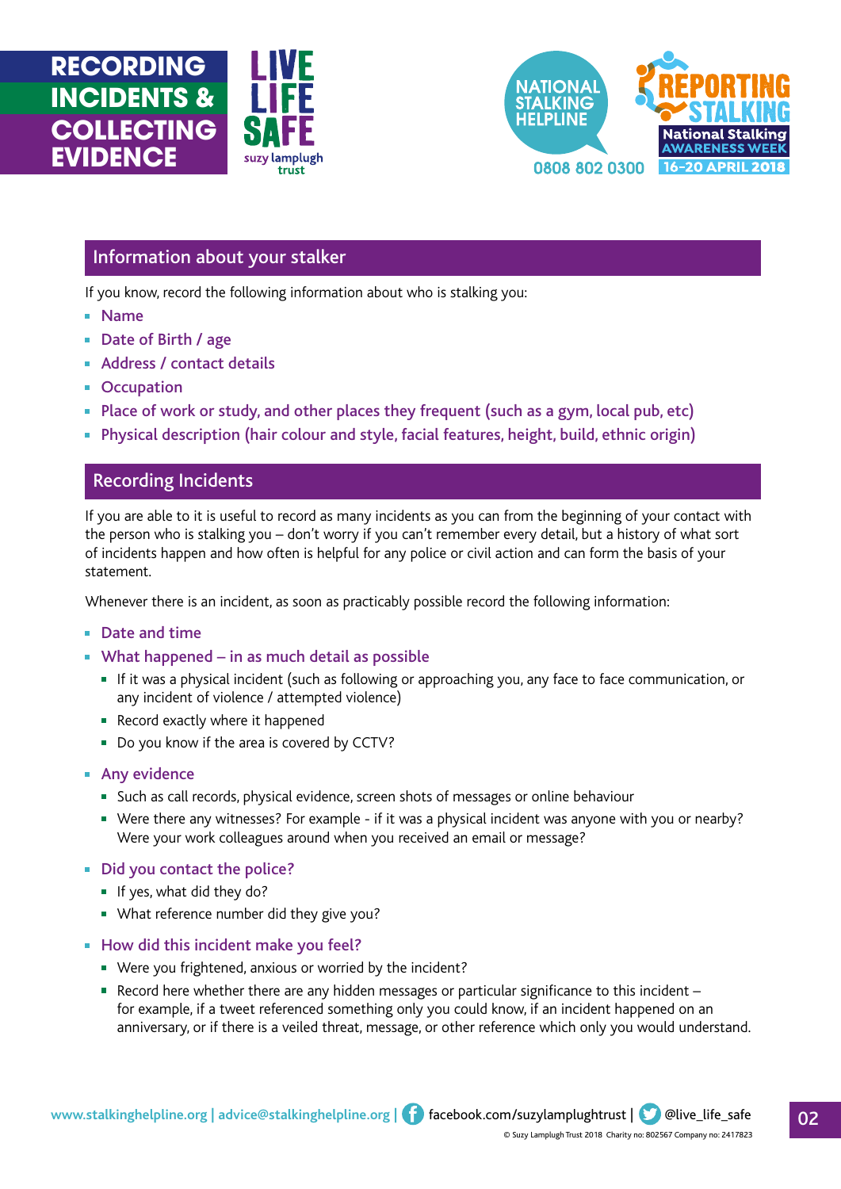# RECORDING INCIDENTS & COLLECTING EVIDENCE

## Information about your stalker

If you know, record the following information about who is stalking you:

- Name
- Date of Birth / age
- Address / contact details
- Occupation
- Place of work or study, and other places they frequent (such as a gym, local pub, etc)
- Physical description (hair colour and style, facial features, height, build, ethnic origin)

## Recording Incidents

If you are able to it is useful to record as many incidents as you can from the beginning of your contact with the person who is stalking you – don't worry if you can't remember every detail, but a history of what sort of incidents happen and how often is helpful for any police or civil action and can form the basis of your statement.

Whenever there is an incident, as soon as practicably possible record the following information:

- Date and time
- What happened – in as much detail as possible
  - If it was a physical incident (such as following or approaching you, any face to face communication, or any incident of violence / attempted violence)
  - Record exactly where it happened
  - Do you know if the area is covered by CCTV?
- Any evidence
  - Such as call records, physical evidence, screen shots of messages or online behaviour
  - Were there any witnesses? For example - if it was a physical incident was anyone with you or nearby? Were your work colleagues around when you received an email or message?
- Did you contact the police?
  - If yes, what did they do?
  - What reference number did they give you?
- How did this incident make you feel?
  - Were you frightened, anxious or worried by the incident?
  - Record here whether there are any hidden messages or particular significance to this incident – for example, if a tweet referenced something only you could know, if an incident happened on an anniversary, or if there is a veiled threat, message, or other reference which only you would understand.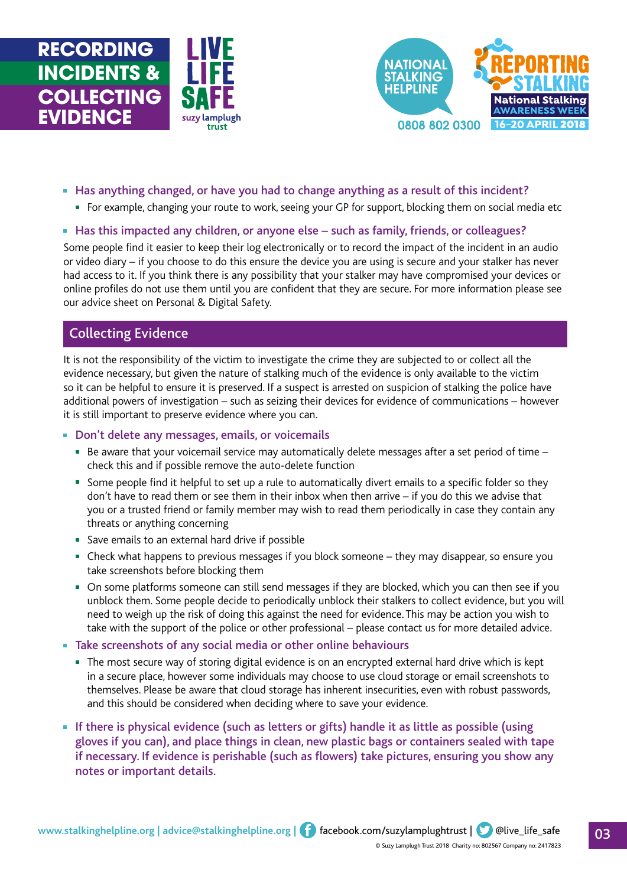- **Has anything changed, or have you had to change anything as a result of this incident?**
  - For example, changing your route to work, seeing your GP for support, blocking them on social media etc
- **Has this impacted any children, or anyone else – such as family, friends, or colleagues?**

Some people find it easier to keep their log electronically or to record the impact of the incident in an audio or video diary – if you choose to do this ensure the device you are using is secure and your stalker has never had access to it. If you think there is any possibility that your stalker may have compromised your devices or online profiles do not use them until you are confident that they are secure. For more information please see our advice sheet on Personal & Digital Safety.

## Collecting Evidence

It is not the responsibility of the victim to investigate the crime they are subjected to or collect all the evidence necessary, but given the nature of stalking much of the evidence is only available to the victim so it can be helpful to ensure it is preserved. If a suspect is arrested on suspicion of stalking the police have additional powers of investigation – such as seizing their devices for evidence of communications – however it is still important to preserve evidence where you can.

- **Don't delete any messages, emails, or voicemails**
  - Be aware that your voicemail service may automatically delete messages after a set period of time – check this and if possible remove the auto-delete function
  - Some people find it helpful to set up a rule to automatically divert emails to a specific folder so they don't have to read them or see them in their inbox when then arrive – if you do this we advise that you or a trusted friend or family member may wish to read them periodically in case they contain any threats or anything concerning
  - Save emails to an external hard drive if possible
  - Check what happens to previous messages if you block someone – they may disappear, so ensure you take screenshots before blocking them
  - On some platforms someone can still send messages if they are blocked, which you can then see if you unblock them. Some people decide to periodically unblock their stalkers to collect evidence, but you will need to weigh up the risk of doing this against the need for evidence. This may be action you wish to take with the support of the police or other professional – please contact us for more detailed advice.
- **Take screenshots of any social media or other online behaviours**
  - The most secure way of storing digital evidence is on an encrypted external hard drive which is kept in a secure place, however some individuals may choose to use cloud storage or email screenshots to themselves. Please be aware that cloud storage has inherent insecurities, even with robust passwords, and this should be considered when deciding where to save your evidence.
- **If there is physical evidence (such as letters or gifts) handle it as little as possible (using gloves if you can), and place things in clean, new plastic bags or containers sealed with tape if necessary. If evidence is perishable (such as flowers) take pictures, ensuring you show any notes or important details.**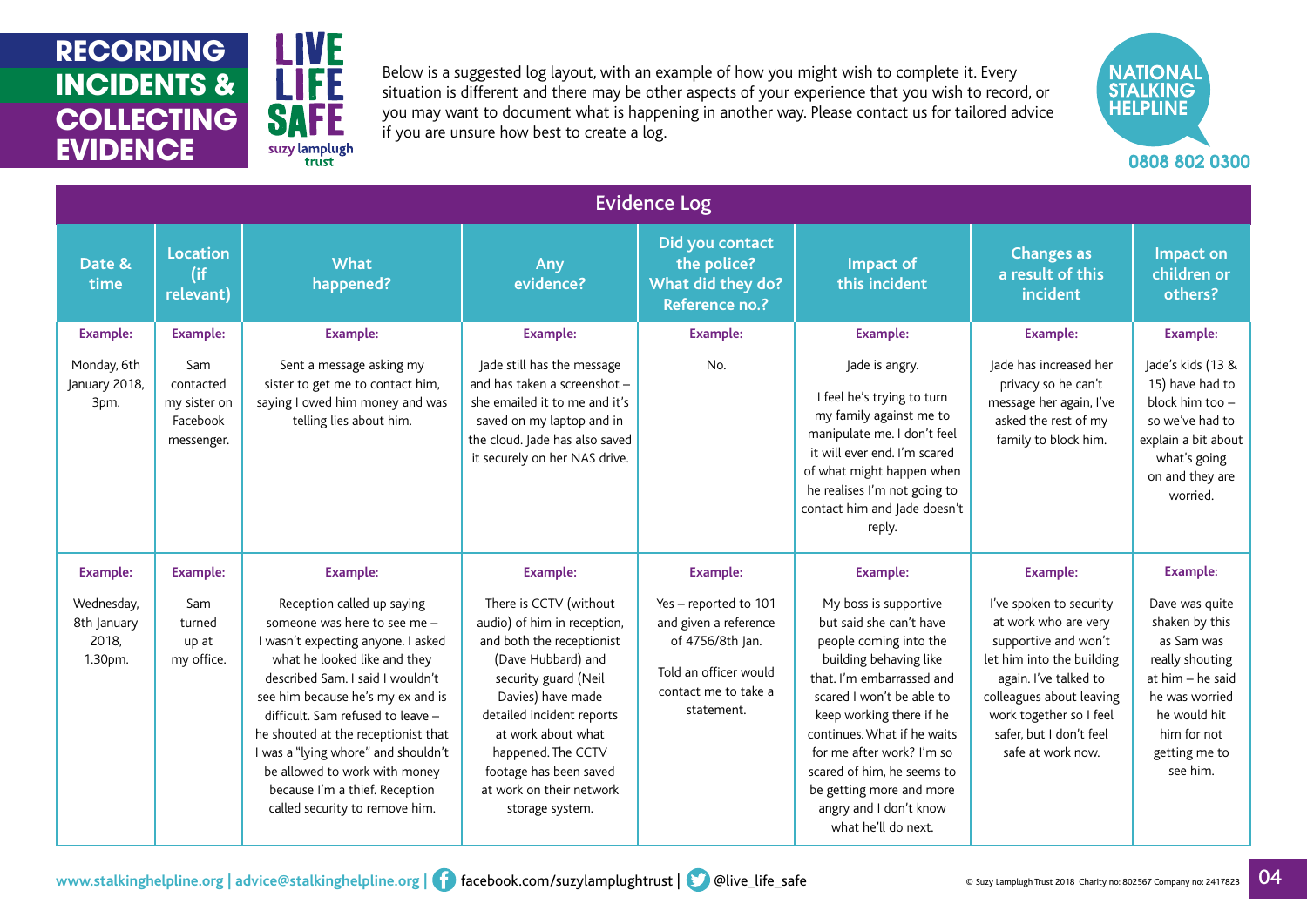# RECORDING INCIDENTS & COLLECTING EVIDENCE

LIVE LIFE SAFE
suzy lamplugh trust

Below is a suggested log layout, with an example of how you might wish to complete it. Every situation is different and there may be other aspects of your experience that you wish to record, or you may want to document what is happening in another way. Please contact us for tailored advice if you are unsure how best to create a log.

NATIONAL STALKING HELPLINE
0808 802 0300

## Evidence Log

| Date & time | Location (if relevant) | What happened? | Any evidence? | Did you contact the police? What did they do? Reference no.? | Impact of this incident | Changes as a result of this incident | Impact on children or others? |
|---|---|---|---|---|---|---|---|
| **Example:** Monday, 6th January 2018, 3pm. | **Example:** Sam contacted my sister on Facebook messenger. | **Example:** Sent a message asking my sister to get me to contact him, saying I owed him money and was telling lies about him. | **Example:** Jade still has the message and has taken a screenshot – she emailed it to me and it's saved on my laptop and in the cloud. Jade has also saved it securely on her NAS drive. | **Example:** No. | **Example:** Jade is angry. I feel he's trying to turn my family against me to manipulate me. I don't feel it will ever end. I'm scared of what might happen when he realises I'm not going to contact him and Jade doesn't reply. | **Example:** Jade has increased her privacy so he can't message her again, I've asked the rest of my family to block him. | **Example:** Jade's kids (13 & 15) have had to block him too – so we've had to explain a bit about what's going on and they are worried. |
| **Example:** Wednesday, 8th January 2018, 1.30pm. | **Example:** Sam turned up at my office. | **Example:** Reception called up saying someone was here to see me – I wasn't expecting anyone. I asked what he looked like and they described Sam. I said I wouldn't see him because he's my ex and is difficult. Sam refused to leave – he shouted at the receptionist that I was a "lying whore" and shouldn't be allowed to work with money because I'm a thief. Reception called security to remove him. | **Example:** There is CCTV (without audio) of him in reception, and both the receptionist (Dave Hubbard) and security guard (Neil Davies) have made detailed incident reports at work about what happened. The CCTV footage has been saved at work on their network storage system. | **Example:** Yes – reported to 101 and given a reference of 4756/8th Jan. Told an officer would contact me to take a statement. | **Example:** My boss is supportive but said she can't have people coming into the building behaving like that. I'm embarrassed and scared I won't be able to keep working there if he continues. What if he waits for me after work? I'm so scared of him, he seems to be getting more and more angry and I don't know what he'll do next. | **Example:** I've spoken to security at work who are very supportive and won't let him into the building again. I've talked to colleagues about leaving work together so I feel safer, but I don't feel safe at work now. | **Example:** Dave was quite shaken by this as Sam was really shouting at him – he said he was worried he would hit him for not getting me to see him. |

www.stalkinghelpline.org | advice@stalkinghelpline.org | facebook.com/suzylamplughtrust | @live_life_safe

© Suzy Lamplugh Trust 2018 Charity no: 802567 Company no: 2417823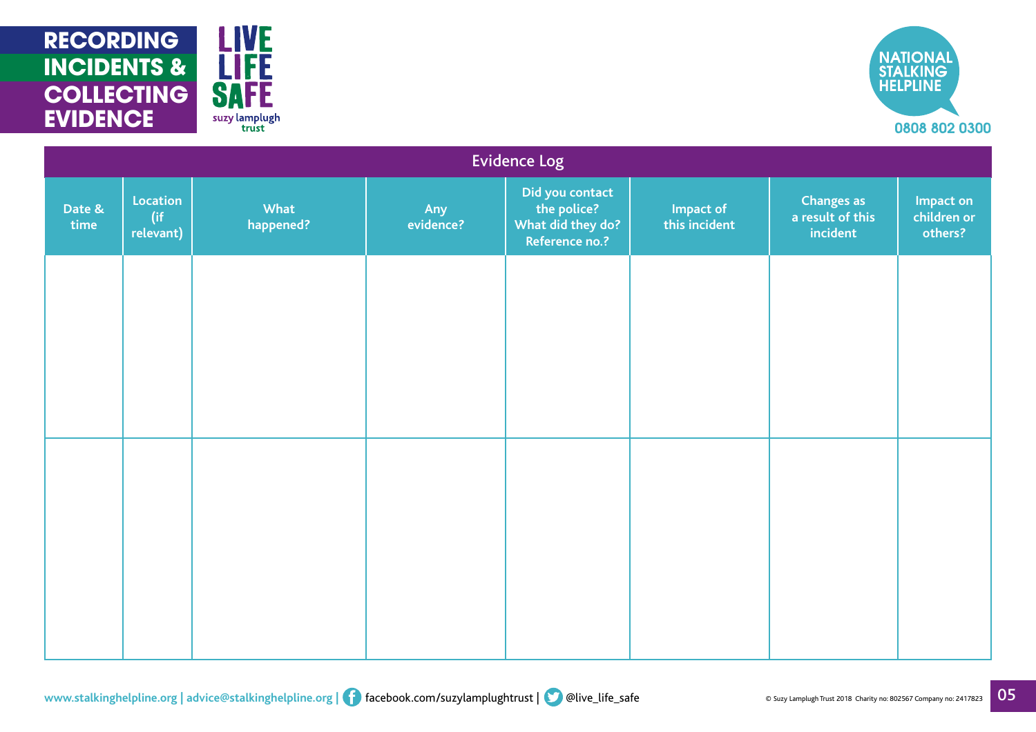# RECORDING INCIDENTS & COLLECTING EVIDENCE

LIVE LIFE SAFE

suzy lamplugh trust

NATIONAL STALKING HELPLINE

0808 802 0300

## Evidence Log

| Date & time | Location (if relevant) | What happened? | Any evidence? | Did you contact the police? What did they do? Reference no.? | Impact of this incident | Changes as a result of this incident | Impact on children or others? |
|---|---|---|---|---|---|---|---|
| | | | | | | | |
| | | | | | | | |

www.stalkinghelpline.org | advice@stalkinghelpline.org | facebook.com/suzylamplughtrust | @live_life_safe

© Suzy Lamplugh Trust 2018 Charity no: 802567 Company no: 2417823